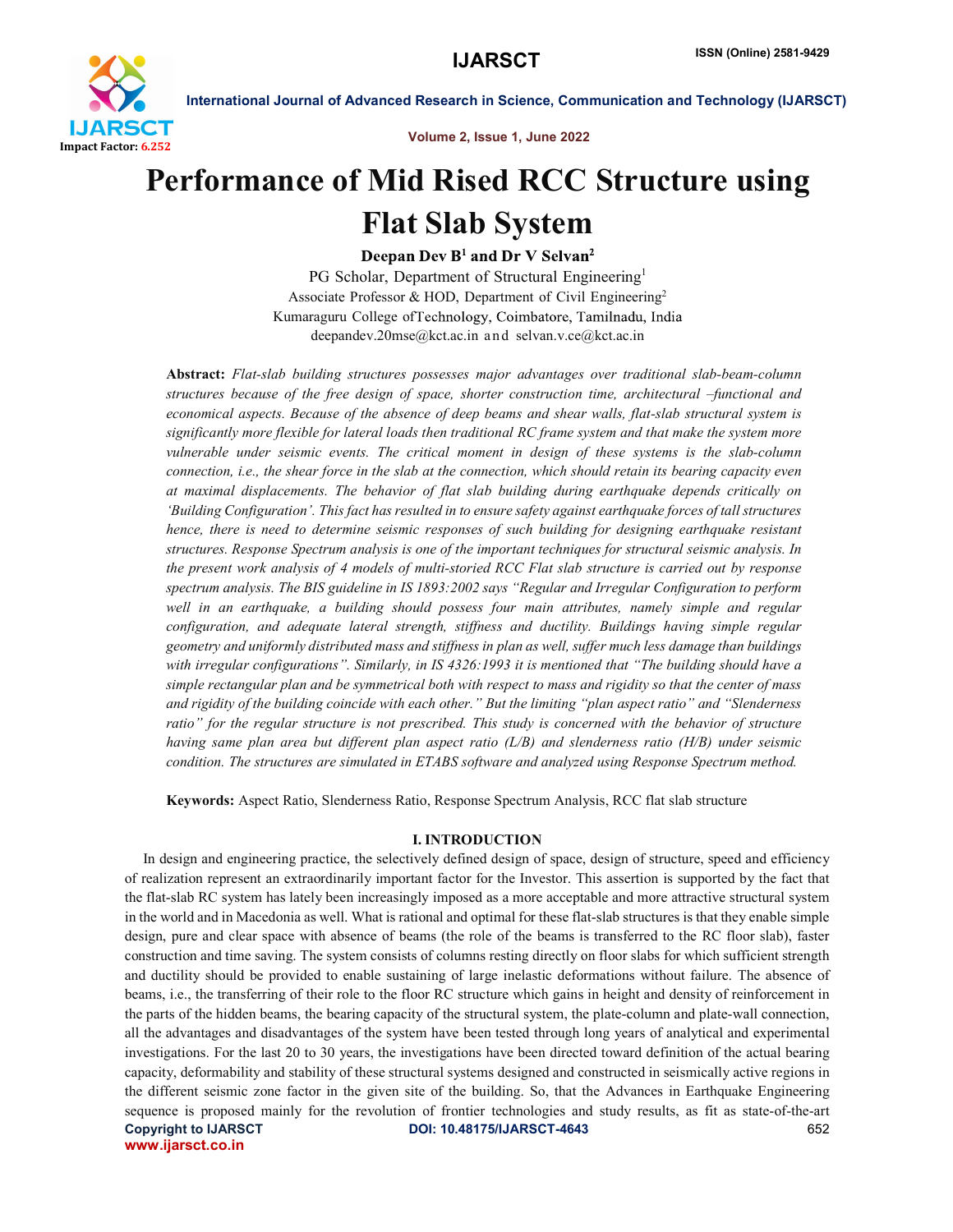# Performance of Mid Rised RCC Structure using Flat Slab System

**Deepan Dev B[1] and Dr V Selvan[2]**

PG Scholar, Department of Structural Engineering[1]
Associate Professor & HOD, Department of Civil Engineering[2]
Kumaraguru College ofTechnology, Coimbatore, Tamilnadu, India
deepandev.20mse@kct.ac.in and selvan.v.ce@kct.ac.in

**Abstract:** *Flat-slab building structures possesses major advantages over traditional slab-beam-column structures because of the free design of space, shorter construction time, architectural –functional and economical aspects. Because of the absence of deep beams and shear walls, flat-slab structural system is significantly more flexible for lateral loads then traditional RC frame system and that make the system more vulnerable under seismic events. The critical moment in design of these systems is the slab-column connection, i.e., the shear force in the slab at the connection, which should retain its bearing capacity even at maximal displacements. The behavior of flat slab building during earthquake depends critically on 'Building Configuration'. This fact has resulted in to ensure safety against earthquake forces of tall structures hence, there is need to determine seismic responses of such building for designing earthquake resistant structures. Response Spectrum analysis is one of the important techniques for structural seismic analysis. In the present work analysis of 4 models of multi-storied RCC Flat slab structure is carried out by response spectrum analysis. The BIS guideline in IS 1893:2002 says "Regular and Irregular Configuration to perform well in an earthquake, a building should possess four main attributes, namely simple and regular configuration, and adequate lateral strength, stiffness and ductility. Buildings having simple regular geometry and uniformly distributed mass and stiffness in plan as well, suffer much less damage than buildings with irregular configurations". Similarly, in IS 4326:1993 it is mentioned that "The building should have a simple rectangular plan and be symmetrical both with respect to mass and rigidity so that the center of mass and rigidity of the building coincide with each other." But the limiting "plan aspect ratio" and "Slenderness ratio" for the regular structure is not prescribed. This study is concerned with the behavior of structure having same plan area but different plan aspect ratio (L/B) and slenderness ratio (H/B) under seismic condition. The structures are simulated in ETABS software and analyzed using Response Spectrum method.*

**Keywords:** Aspect Ratio, Slenderness Ratio, Response Spectrum Analysis, RCC flat slab structure

## I. INTRODUCTION

In design and engineering practice, the selectively defined design of space, design of structure, speed and efficiency of realization represent an extraordinarily important factor for the Investor. This assertion is supported by the fact that the flat-slab RC system has lately been increasingly imposed as a more acceptable and more attractive structural system in the world and in Macedonia as well. What is rational and optimal for these flat-slab structures is that they enable simple design, pure and clear space with absence of beams (the role of the beams is transferred to the RC floor slab), faster construction and time saving. The system consists of columns resting directly on floor slabs for which sufficient strength and ductility should be provided to enable sustaining of large inelastic deformations without failure. The absence of beams, i.e., the transferring of their role to the floor RC structure which gains in height and density of reinforcement in the parts of the hidden beams, the bearing capacity of the structural system, the plate-column and plate-wall connection, all the advantages and disadvantages of the system have been tested through long years of analytical and experimental investigations. For the last 20 to 30 years, the investigations have been directed toward definition of the actual bearing capacity, deformability and stability of these structural systems designed and constructed in seismically active regions in the different seismic zone factor in the given site of the building. So, that the Advances in Earthquake Engineering sequence is proposed mainly for the revolution of frontier technologies and study results, as fit as state-of-the-art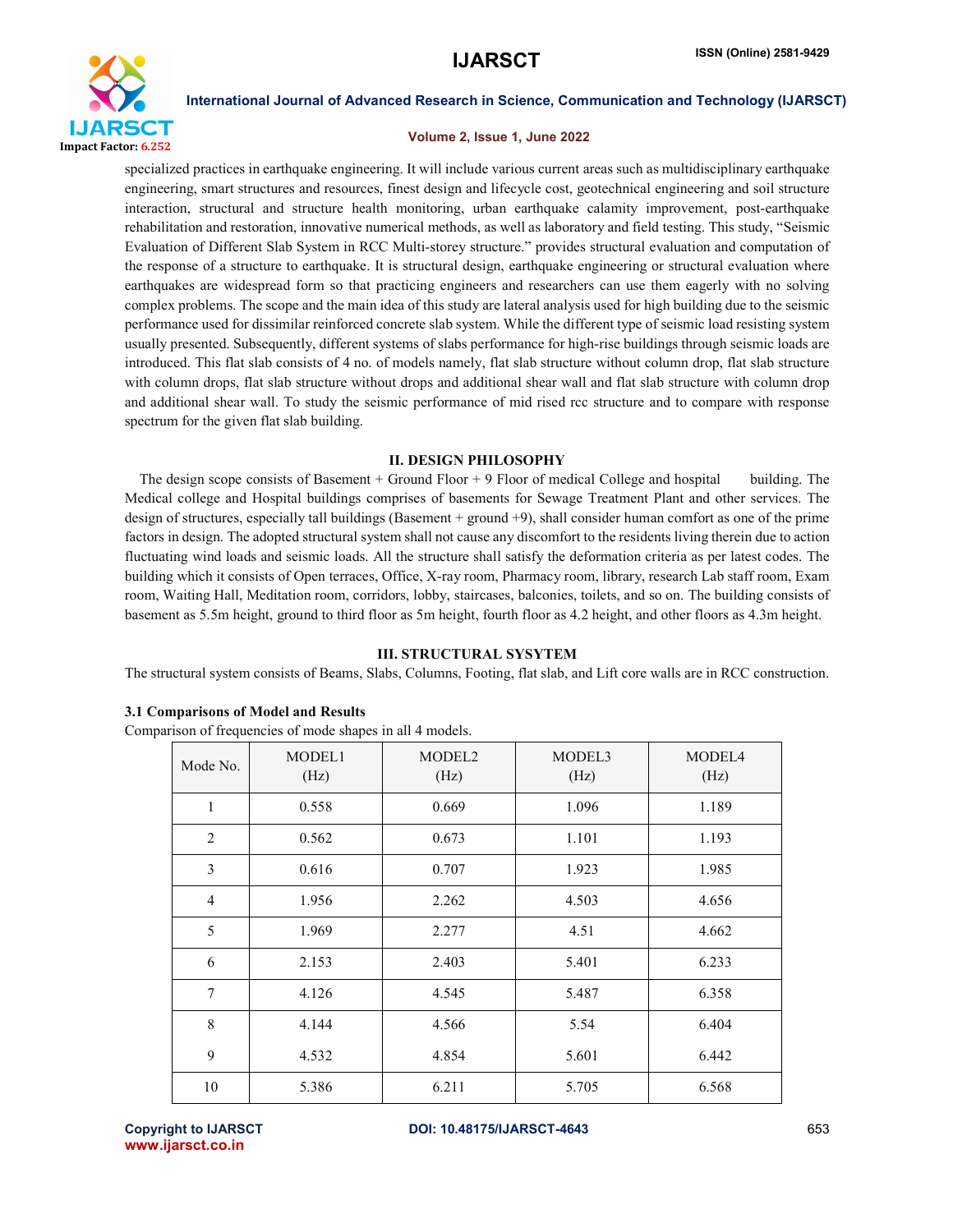specialized practices in earthquake engineering. It will include various current areas such as multidisciplinary earthquake engineering, smart structures and resources, finest design and lifecycle cost, geotechnical engineering and soil structure interaction, structural and structure health monitoring, urban earthquake calamity improvement, post-earthquake rehabilitation and restoration, innovative numerical methods, as well as laboratory and field testing. This study, "Seismic Evaluation of Different Slab System in RCC Multi-storey structure." provides structural evaluation and computation of the response of a structure to earthquake. It is structural design, earthquake engineering or structural evaluation where earthquakes are widespread form so that practicing engineers and researchers can use them eagerly with no solving complex problems. The scope and the main idea of this study are lateral analysis used for high building due to the seismic performance used for dissimilar reinforced concrete slab system. While the different type of seismic load resisting system usually presented. Subsequently, different systems of slabs performance for high-rise buildings through seismic loads are introduced. This flat slab consists of 4 no. of models namely, flat slab structure without column drop, flat slab structure with column drops, flat slab structure without drops and additional shear wall and flat slab structure with column drop and additional shear wall. To study the seismic performance of mid rised rcc structure and to compare with response spectrum for the given flat slab building.

## II. DESIGN PHILOSOPHY

The design scope consists of Basement + Ground Floor + 9 Floor of medical College and hospital building. The Medical college and Hospital buildings comprises of basements for Sewage Treatment Plant and other services. The design of structures, especially tall buildings (Basement + ground +9), shall consider human comfort as one of the prime factors in design. The adopted structural system shall not cause any discomfort to the residents living therein due to action fluctuating wind loads and seismic loads. All the structure shall satisfy the deformation criteria as per latest codes. The building which it consists of Open terraces, Office, X-ray room, Pharmacy room, library, research Lab staff room, Exam room, Waiting Hall, Meditation room, corridors, lobby, staircases, balconies, toilets, and so on. The building consists of basement as 5.5m height, ground to third floor as 5m height, fourth floor as 4.2 height, and other floors as 4.3m height.

## III. STRUCTURAL SYSYTEM

The structural system consists of Beams, Slabs, Columns, Footing, flat slab, and Lift core walls are in RCC construction.

### 3.1 Comparisons of Model and Results

Comparison of frequencies of mode shapes in all 4 models.

| Mode No. | MODEL1 (Hz) | MODEL2 (Hz) | MODEL3 (Hz) | MODEL4 (Hz) |
|---|---|---|---|---|
| 1 | 0.558 | 0.669 | 1.096 | 1.189 |
| 2 | 0.562 | 0.673 | 1.101 | 1.193 |
| 3 | 0.616 | 0.707 | 1.923 | 1.985 |
| 4 | 1.956 | 2.262 | 4.503 | 4.656 |
| 5 | 1.969 | 2.277 | 4.51 | 4.662 |
| 6 | 2.153 | 2.403 | 5.401 | 6.233 |
| 7 | 4.126 | 4.545 | 5.487 | 6.358 |
| 8 | 4.144 | 4.566 | 5.54 | 6.404 |
| 9 | 4.532 | 4.854 | 5.601 | 6.442 |
| 10 | 5.386 | 6.211 | 5.705 | 6.568 |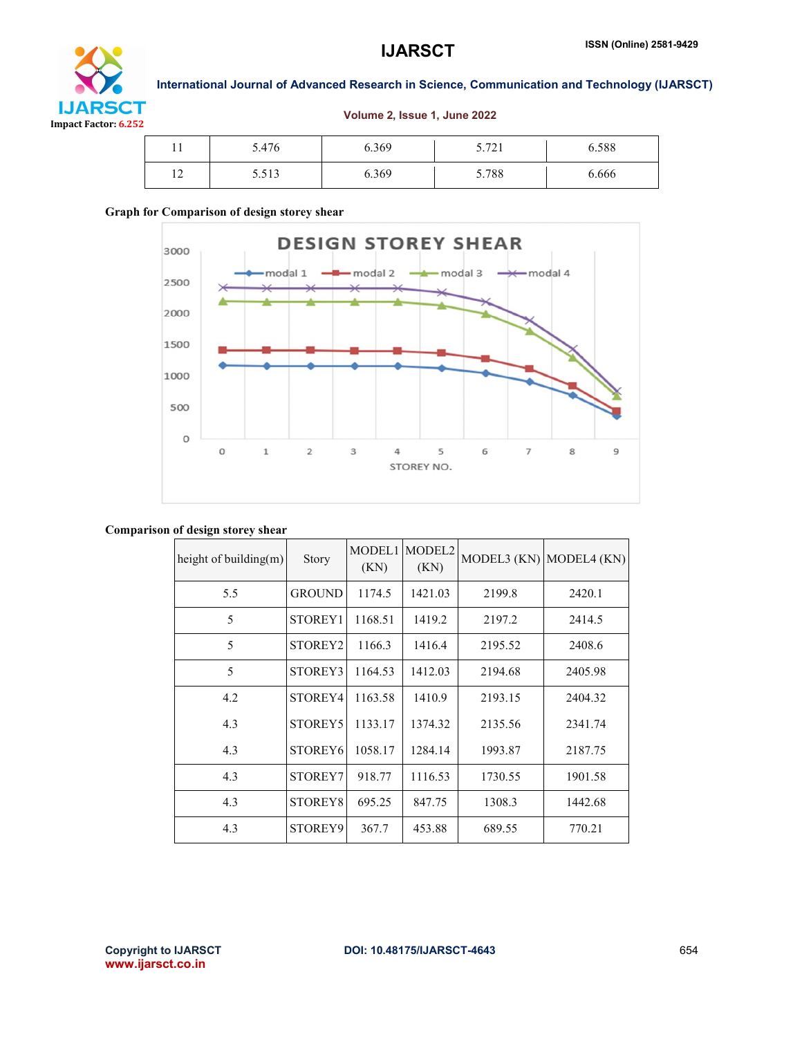| 11 | 5.476 | 6.369 | 5.721 | 6.588 |
|---|---|---|---|---|
| 12 | 5.513 | 6.369 | 5.788 | 6.666 |

**Graph for Comparison of design storey shear**

**Comparison of design storey shear**

| height of building(m) | Story | MODEL1 (KN) | MODEL2 (KN) | MODEL3 (KN) | MODEL4 (KN) |
|---|---|---|---|---|---|
| 5.5 | GROUND | 1174.5 | 1421.03 | 2199.8 | 2420.1 |
| 5 | STOREY1 | 1168.51 | 1419.2 | 2197.2 | 2414.5 |
| 5 | STOREY2 | 1166.3 | 1416.4 | 2195.52 | 2408.6 |
| 5 | STOREY3 | 1164.53 | 1412.03 | 2194.68 | 2405.98 |
| 4.2 | STOREY4 | 1163.58 | 1410.9 | 2193.15 | 2404.32 |
| 4.3 | STOREY5 | 1133.17 | 1374.32 | 2135.56 | 2341.74 |
| 4.3 | STOREY6 | 1058.17 | 1284.14 | 1993.87 | 2187.75 |
| 4.3 | STOREY7 | 918.77 | 1116.53 | 1730.55 | 1901.58 |
| 4.3 | STOREY8 | 695.25 | 847.75 | 1308.3 | 1442.68 |
| 4.3 | STOREY9 | 367.7 | 453.88 | 689.55 | 770.21 |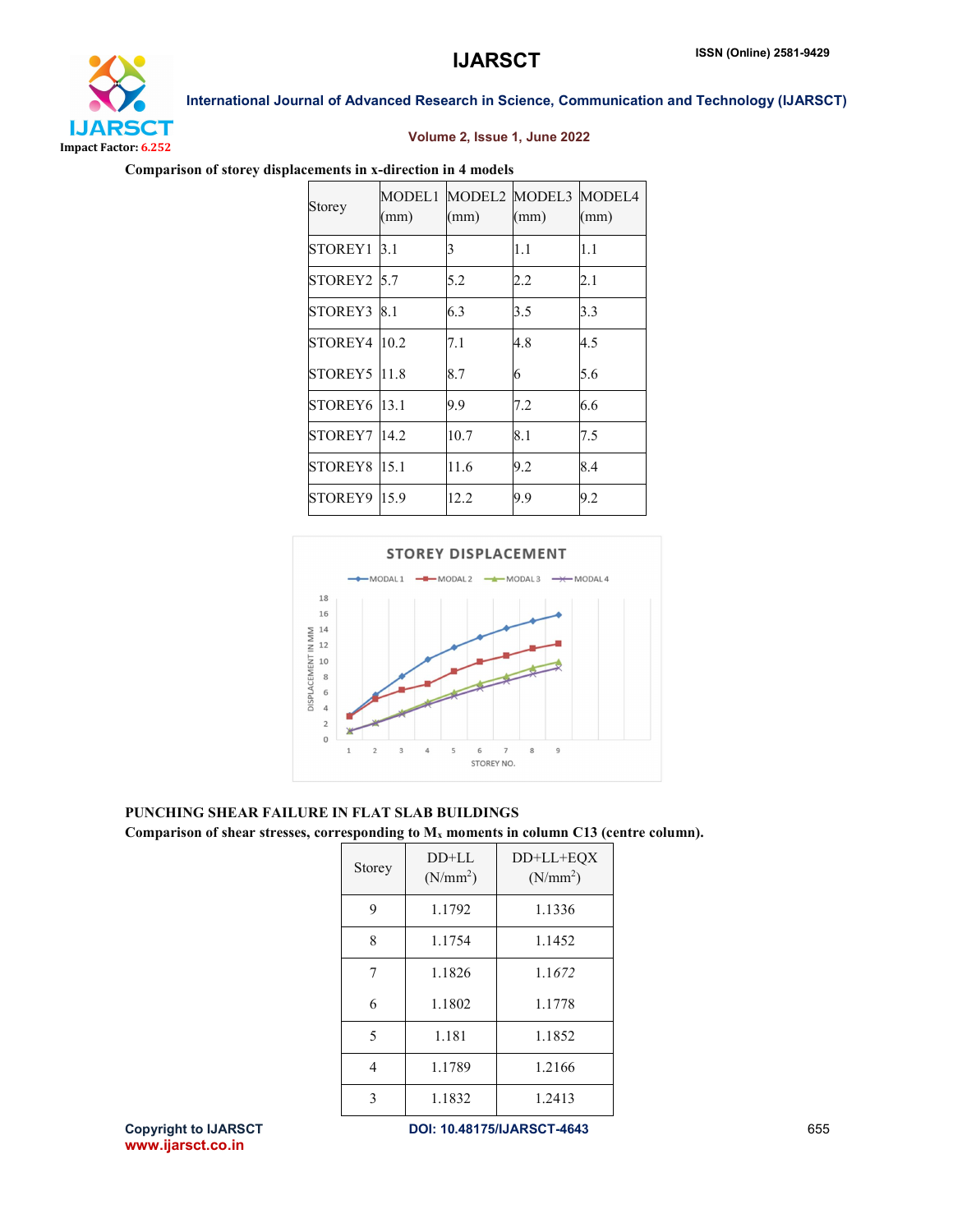**Comparison of storey displacements in x-direction in 4 models**

| Storey | MODEL1 (mm) | MODEL2 (mm) | MODEL3 (mm) | MODEL4 (mm) |
|---|---|---|---|---|
| STOREY1 | 3.1 | 3 | 1.1 | 1.1 |
| STOREY2 | 5.7 | 5.2 | 2.2 | 2.1 |
| STOREY3 | 8.1 | 6.3 | 3.5 | 3.3 |
| STOREY4 | 10.2 | 7.1 | 4.8 | 4.5 |
| STOREY5 | 11.8 | 8.7 | 6 | 5.6 |
| STOREY6 | 13.1 | 9.9 | 7.2 | 6.6 |
| STOREY7 | 14.2 | 10.7 | 8.1 | 7.5 |
| STOREY8 | 15.1 | 11.6 | 9.2 | 8.4 |
| STOREY9 | 15.9 | 12.2 | 9.9 | 9.2 |

**PUNCHING SHEAR FAILURE IN FLAT SLAB BUILDINGS**

**Comparison of shear stresses, corresponding to $M_x$ moments in column C13 (centre column).**

| Storey | DD+LL ($N/mm^2$) | DD+LL+EQX ($N/mm^2$) |
|---|---|---|
| 9 | 1.1792 | 1.1336 |
| 8 | 1.1754 | 1.1452 |
| 7 | 1.1826 | 1.1672 |
| 6 | 1.1802 | 1.1778 |
| 5 | 1.181 | 1.1852 |
| 4 | 1.1789 | 1.2166 |
| 3 | 1.1832 | 1.2413 |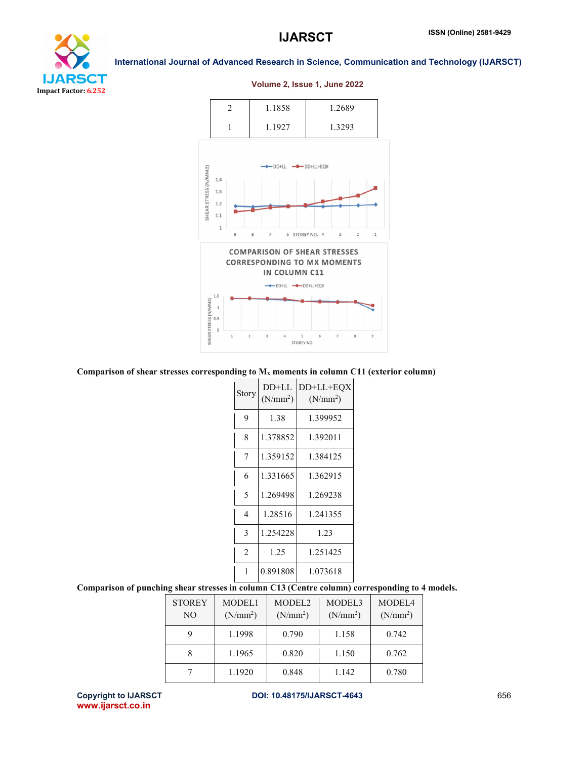| 2 | 1.1858 | 1.2689 |
|---|---|---|
| 1 | 1.1927 | 1.3293 |

**Comparison of shear stresses corresponding to $M_x$ moments in column C11 (exterior column)**

| Story | DD+LL ($N/mm^2$) | DD+LL+EQX ($N/mm^2$) |
|---|---|---|
| 9 | 1.38 | 1.399952 |
| 8 | 1.378852 | 1.392011 |
| 7 | 1.359152 | 1.384125 |
| 6 | 1.331665 | 1.362915 |
| 5 | 1.269498 | 1.269238 |
| 4 | 1.28516 | 1.241355 |
| 3 | 1.254228 | 1.23 |
| 2 | 1.25 | 1.251425 |
| 1 | 0.891808 | 1.073618 |

**Comparison of punching shear stresses in column C13 (Centre column) corresponding to 4 models.**

| STOREY NO | MODEL1 ($N/mm^2$) | MODEL2 ($N/mm^2$) | MODEL3 ($N/mm^2$) | MODEL4 ($N/mm^2$) |
|---|---|---|---|---|
| 9 | 1.1998 | 0.790 | 1.158 | 0.742 |
| 8 | 1.1965 | 0.820 | 1.150 | 0.762 |
| 7 | 1.1920 | 0.848 | 1.142 | 0.780 |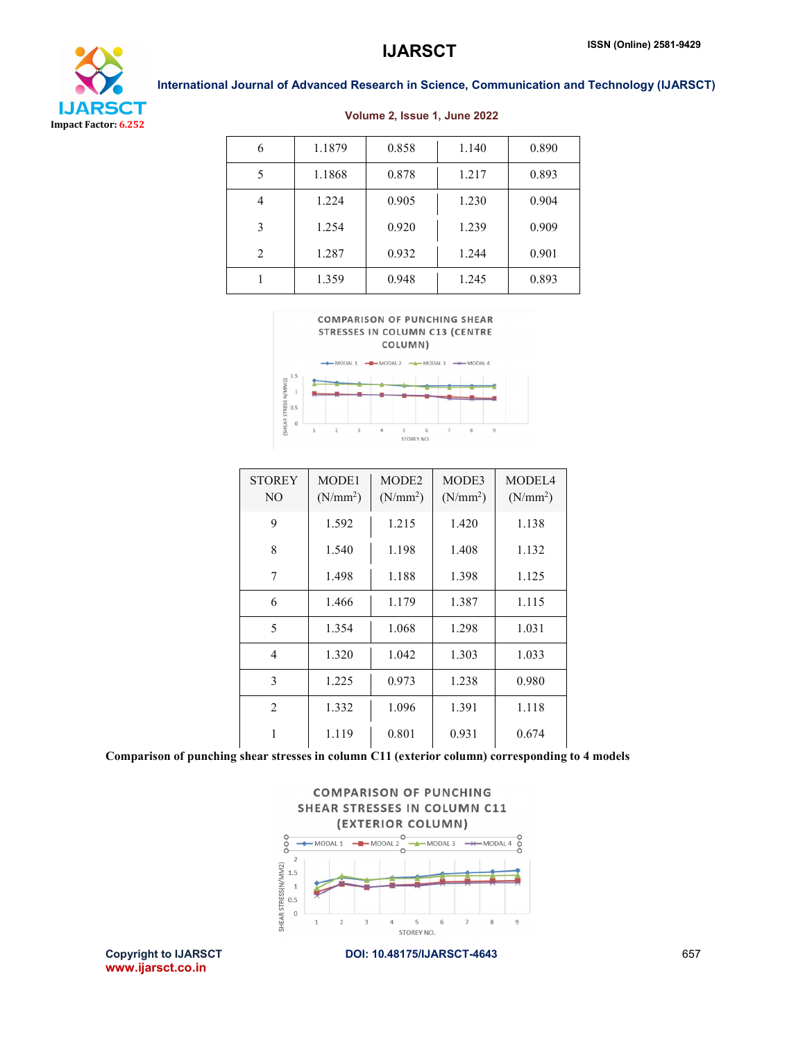| 6 | 1.1879 | 0.858 | 1.140 | 0.890 |
|---|---|---|---|---|
| 5 | 1.1868 | 0.878 | 1.217 | 0.893 |
| 4 | 1.224 | 0.905 | 1.230 | 0.904 |
| 3 | 1.254 | 0.920 | 1.239 | 0.909 |
| 2 | 1.287 | 0.932 | 1.244 | 0.901 |
| 1 | 1.359 | 0.948 | 1.245 | 0.893 |

COMPARISON OF PUNCHING SHEAR STRESSES IN COLUMN C13 (CENTRE COLUMN)

| STOREY NO | MODE1 ($N/mm^2$) | MODE2 ($N/mm^2$) | MODE3 ($N/mm^2$) | MODEL4 ($N/mm^2$) |
|---|---|---|---|---|
| 9 | 1.592 | 1.215 | 1.420 | 1.138 |
| 8 | 1.540 | 1.198 | 1.408 | 1.132 |
| 7 | 1.498 | 1.188 | 1.398 | 1.125 |
| 6 | 1.466 | 1.179 | 1.387 | 1.115 |
| 5 | 1.354 | 1.068 | 1.298 | 1.031 |
| 4 | 1.320 | 1.042 | 1.303 | 1.033 |
| 3 | 1.225 | 0.973 | 1.238 | 0.980 |
| 2 | 1.332 | 1.096 | 1.391 | 1.118 |
| 1 | 1.119 | 0.801 | 0.931 | 0.674 |

**Comparison of punching shear stresses in column C11 (exterior column) corresponding to 4 models**

COMPARISON OF PUNCHING SHEAR STRESSES IN COLUMN C11 (EXTERIOR COLUMN)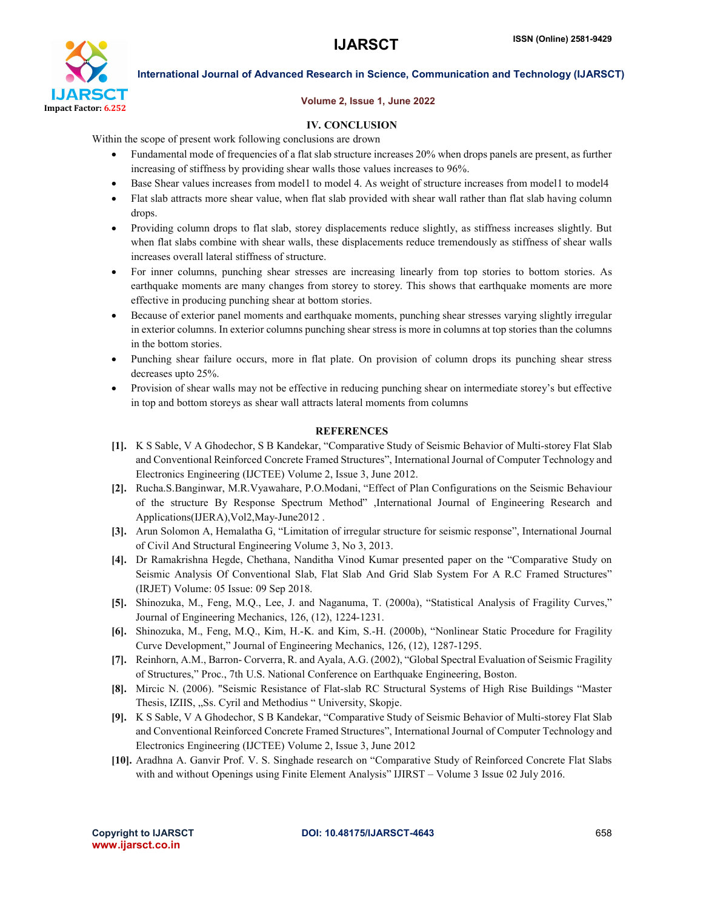## IV. CONCLUSION

Within the scope of present work following conclusions are drawn

- Fundamental mode of frequencies of a flat slab structure increases 20% when drops panels are present, as further increasing of stiffness by providing shear walls those values increases to 96%.
- Base Shear values increases from model1 to model 4. As weight of structure increases from model1 to model4
- Flat slab attracts more shear value, when flat slab provided with shear wall rather than flat slab having column drops.
- Providing column drops to flat slab, storey displacements reduce slightly, as stiffness increases slightly. But when flat slabs combine with shear walls, these displacements reduce tremendously as stiffness of shear walls increases overall lateral stiffness of structure.
- For inner columns, punching shear stresses are increasing linearly from top stories to bottom stories. As earthquake moments are many changes from storey to storey. This shows that earthquake moments are more effective in producing punching shear at bottom stories.
- Because of exterior panel moments and earthquake moments, punching shear stresses varying slightly irregular in exterior columns. In exterior columns punching shear stress is more in columns at top stories than the columns in the bottom stories.
- Punching shear failure occurs, more in flat plate. On provision of column drops its punching shear stress decreases upto 25%.
- Provision of shear walls may not be effective in reducing punching shear on intermediate storey's but effective in top and bottom storeys as shear wall attracts lateral moments from columns

## REFERENCES

[1]. K S Sable, V A Ghodechor, S B Kandekar, "Comparative Study of Seismic Behavior of Multi-storey Flat Slab and Conventional Reinforced Concrete Framed Structures", International Journal of Computer Technology and Electronics Engineering (IJCTEE) Volume 2, Issue 3, June 2012.

[2]. Rucha.S.Banginwar, M.R.Vyawahare, P.O.Modani, "Effect of Plan Configurations on the Seismic Behaviour of the structure By Response Spectrum Method" ,International Journal of Engineering Research and Applications(IJERA),Vol2,May-June2012 .

[3]. Arun Solomon A, Hemalatha G, "Limitation of irregular structure for seismic response", International Journal of Civil And Structural Engineering Volume 3, No 3, 2013.

[4]. Dr Ramakrishna Hegde, Chethana, Nanditha Vinod Kumar presented paper on the "Comparative Study on Seismic Analysis Of Conventional Slab, Flat Slab And Grid Slab System For A R.C Framed Structures" (IRJET) Volume: 05 Issue: 09 Sep 2018.

[5]. Shinozuka, M., Feng, M.Q., Lee, J. and Naganuma, T. (2000a), "Statistical Analysis of Fragility Curves," Journal of Engineering Mechanics, 126, (12), 1224-1231.

[6]. Shinozuka, M., Feng, M.Q., Kim, H.-K. and Kim, S.-H. (2000b), "Nonlinear Static Procedure for Fragility Curve Development," Journal of Engineering Mechanics, 126, (12), 1287-1295.

[7]. Reinhorn, A.M., Barron- Corverra, R. and Ayala, A.G. (2002), "Global Spectral Evaluation of Seismic Fragility of Structures," Proc., 7th U.S. National Conference on Earthquake Engineering, Boston.

[8]. Mircic N. (2006). "Seismic Resistance of Flat-slab RC Structural Systems of High Rise Buildings "Master Thesis, IZIIS, „Ss. Cyril and Methodius " University, Skopje.

[9]. K S Sable, V A Ghodechor, S B Kandekar, "Comparative Study of Seismic Behavior of Multi-storey Flat Slab and Conventional Reinforced Concrete Framed Structures", International Journal of Computer Technology and Electronics Engineering (IJCTEE) Volume 2, Issue 3, June 2012

[10]. Aradhna A. Ganvir Prof. V. S. Singhade research on "Comparative Study of Reinforced Concrete Flat Slabs with and without Openings using Finite Element Analysis" IJIRST – Volume 3 Issue 02 July 2016.